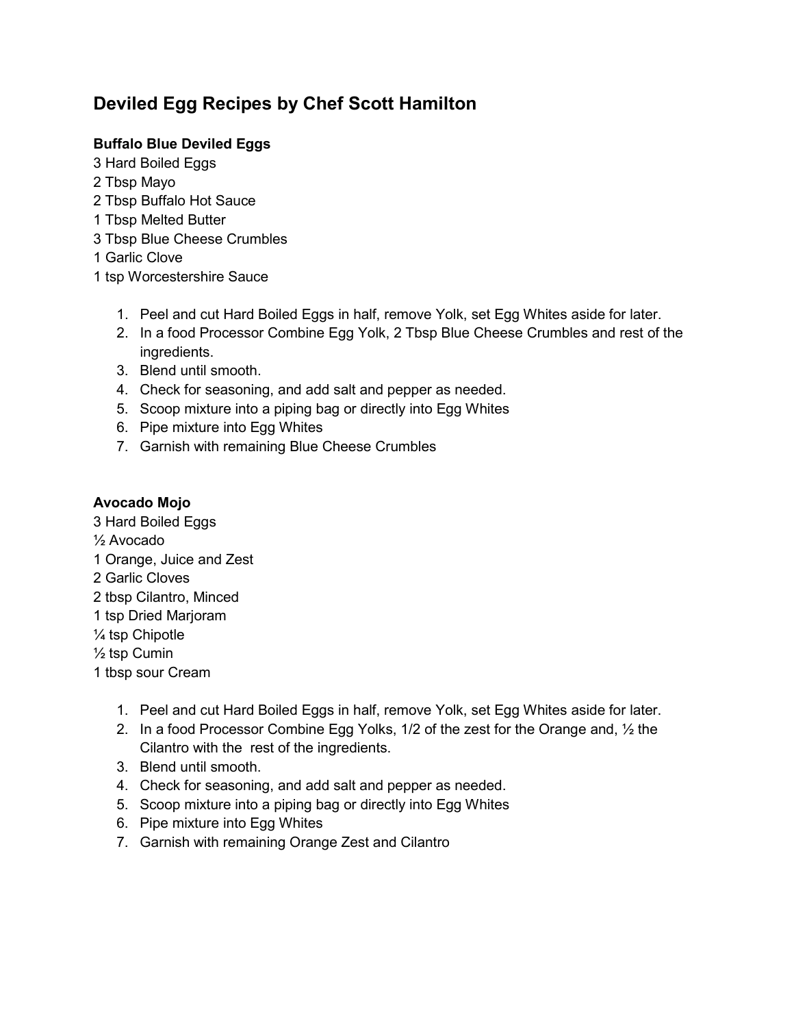# Deviled Egg Recipes by Chef Scott Hamilton

**Buffalo Blue Deviled Eggs**

3 Hard Boiled Eggs
2 Tbsp Mayo
2 Tbsp Buffalo Hot Sauce
1 Tbsp Melted Butter
3 Tbsp Blue Cheese Crumbles
1 Garlic Clove
1 tsp Worcestershire Sauce

1. Peel and cut Hard Boiled Eggs in half, remove Yolk, set Egg Whites aside for later.
2. In a food Processor Combine Egg Yolk, 2 Tbsp Blue Cheese Crumbles and rest of the ingredients.
3. Blend until smooth.
4. Check for seasoning, and add salt and pepper as needed.
5. Scoop mixture into a piping bag or directly into Egg Whites
6. Pipe mixture into Egg Whites
7. Garnish with remaining Blue Cheese Crumbles

**Avocado Mojo**

3 Hard Boiled Eggs
½ Avocado
1 Orange, Juice and Zest
2 Garlic Cloves
2 tbsp Cilantro, Minced
1 tsp Dried Marjoram
¼ tsp Chipotle
½ tsp Cumin
1 tbsp sour Cream

1. Peel and cut Hard Boiled Eggs in half, remove Yolk, set Egg Whites aside for later.
2. In a food Processor Combine Egg Yolks, 1/2 of the zest for the Orange and, ½ the Cilantro with the rest of the ingredients.
3. Blend until smooth.
4. Check for seasoning, and add salt and pepper as needed.
5. Scoop mixture into a piping bag or directly into Egg Whites
6. Pipe mixture into Egg Whites
7. Garnish with remaining Orange Zest and Cilantro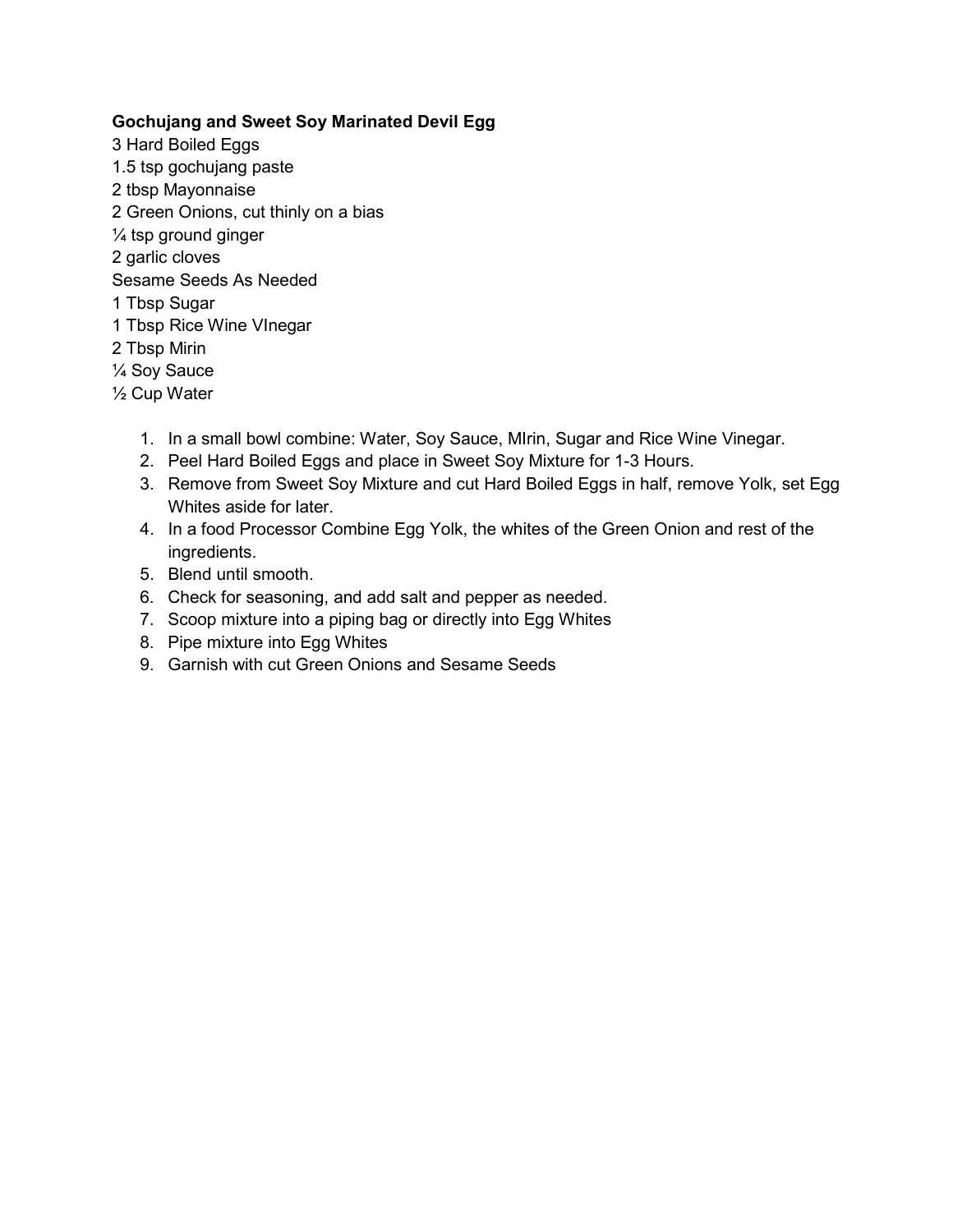**Gochujang and Sweet Soy Marinated Devil Egg**

3 Hard Boiled Eggs
1.5 tsp gochujang paste
2 tbsp Mayonnaise
2 Green Onions, cut thinly on a bias
¼ tsp ground ginger
2 garlic cloves
Sesame Seeds As Needed
1 Tbsp Sugar
1 Tbsp Rice Wine VInegar
2 Tbsp Mirin
¼ Soy Sauce
½ Cup Water

1. In a small bowl combine: Water, Soy Sauce, MIrin, Sugar and Rice Wine Vinegar.
2. Peel Hard Boiled Eggs and place in Sweet Soy Mixture for 1-3 Hours.
3. Remove from Sweet Soy Mixture and cut Hard Boiled Eggs in half, remove Yolk, set Egg Whites aside for later.
4. In a food Processor Combine Egg Yolk, the whites of the Green Onion and rest of the ingredients.
5. Blend until smooth.
6. Check for seasoning, and add salt and pepper as needed.
7. Scoop mixture into a piping bag or directly into Egg Whites
8. Pipe mixture into Egg Whites
9. Garnish with cut Green Onions and Sesame Seeds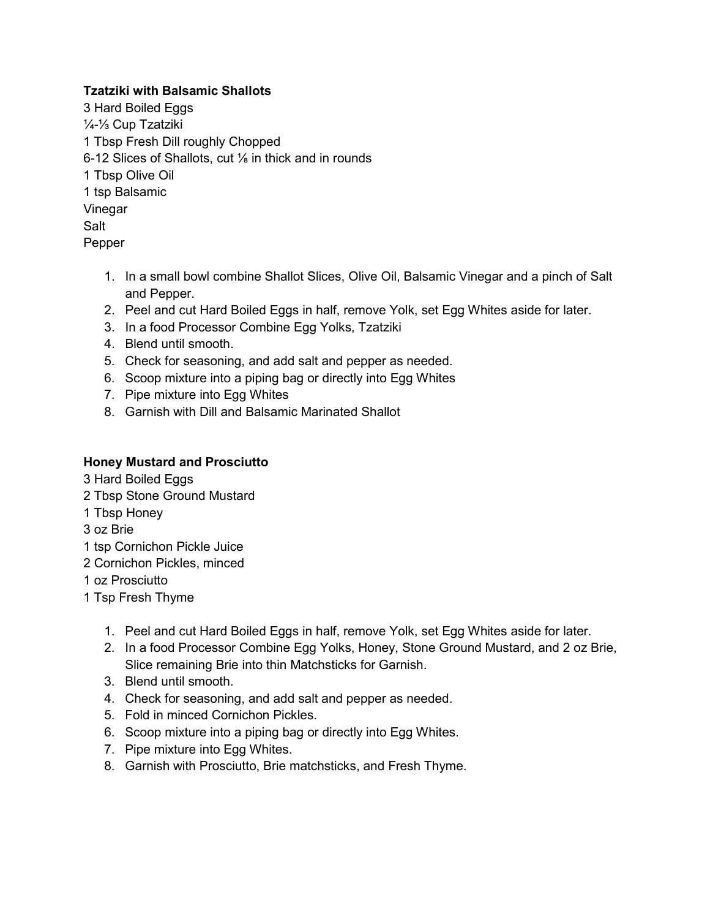**Tzatziki with Balsamic Shallots**

3 Hard Boiled Eggs
¼-⅓ Cup Tzatziki
1 Tbsp Fresh Dill roughly Chopped
6-12 Slices of Shallots, cut ⅛ in thick and in rounds
1 Tbsp Olive Oil
1 tsp Balsamic
Vinegar
Salt
Pepper

1. In a small bowl combine Shallot Slices, Olive Oil, Balsamic Vinegar and a pinch of Salt and Pepper.
2. Peel and cut Hard Boiled Eggs in half, remove Yolk, set Egg Whites aside for later.
3. In a food Processor Combine Egg Yolks, Tzatziki
4. Blend until smooth.
5. Check for seasoning, and add salt and pepper as needed.
6. Scoop mixture into a piping bag or directly into Egg Whites
7. Pipe mixture into Egg Whites
8. Garnish with Dill and Balsamic Marinated Shallot

**Honey Mustard and Prosciutto**

3 Hard Boiled Eggs
2 Tbsp Stone Ground Mustard
1 Tbsp Honey
3 oz Brie
1 tsp Cornichon Pickle Juice
2 Cornichon Pickles, minced
1 oz Prosciutto
1 Tsp Fresh Thyme

1. Peel and cut Hard Boiled Eggs in half, remove Yolk, set Egg Whites aside for later.
2. In a food Processor Combine Egg Yolks, Honey, Stone Ground Mustard, and 2 oz Brie, Slice remaining Brie into thin Matchsticks for Garnish.
3. Blend until smooth.
4. Check for seasoning, and add salt and pepper as needed.
5. Fold in minced Cornichon Pickles.
6. Scoop mixture into a piping bag or directly into Egg Whites.
7. Pipe mixture into Egg Whites.
8. Garnish with Prosciutto, Brie matchsticks, and Fresh Thyme.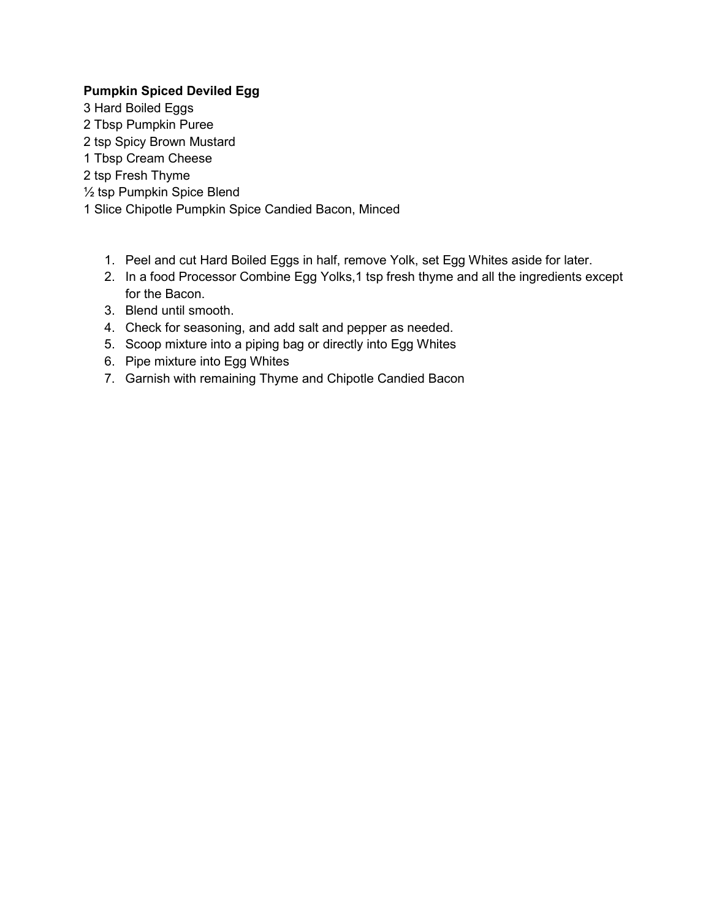**Pumpkin Spiced Deviled Egg**

3 Hard Boiled Eggs
2 Tbsp Pumpkin Puree
2 tsp Spicy Brown Mustard
1 Tbsp Cream Cheese
2 tsp Fresh Thyme
½ tsp Pumpkin Spice Blend
1 Slice Chipotle Pumpkin Spice Candied Bacon, Minced

1. Peel and cut Hard Boiled Eggs in half, remove Yolk, set Egg Whites aside for later.
2. In a food Processor Combine Egg Yolks,1 tsp fresh thyme and all the ingredients except for the Bacon.
3. Blend until smooth.
4. Check for seasoning, and add salt and pepper as needed.
5. Scoop mixture into a piping bag or directly into Egg Whites
6. Pipe mixture into Egg Whites
7. Garnish with remaining Thyme and Chipotle Candied Bacon